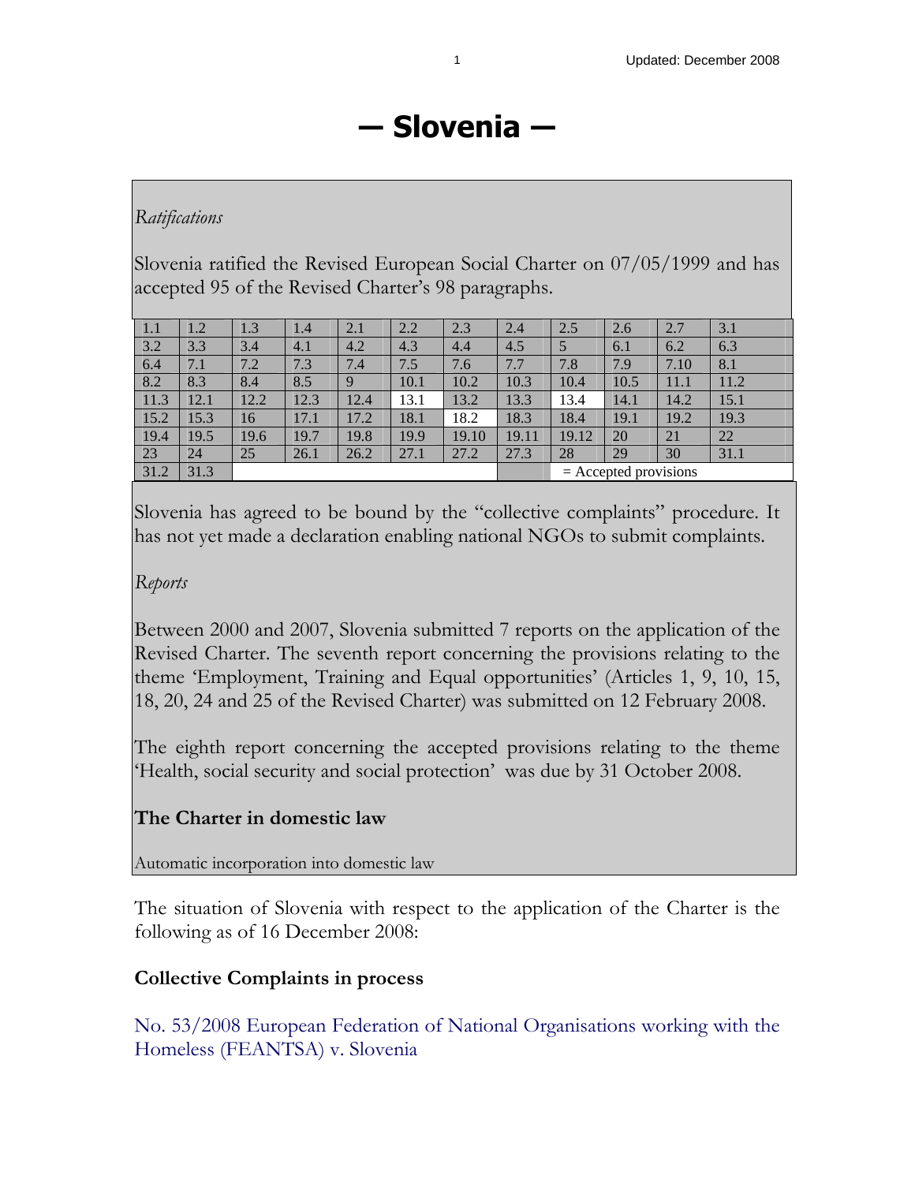# — Slovenia —

*Ratifications*

Slovenia ratified the Revised European Social Charter on 07/05/1999 and has accepted 95 of the Revised Charter's 98 paragraphs.

| | | | | | | | | | | | |
|---|---|---|---|---|---|---|---|---|---|---|---|
| 1.1 | 1.2 | 1.3 | 1.4 | 2.1 | 2.2 | 2.3 | 2.4 | 2.5 | 2.6 | 2.7 | 3.1 |
| 3.2 | 3.3 | 3.4 | 4.1 | 4.2 | 4.3 | 4.4 | 4.5 | 5 | 6.1 | 6.2 | 6.3 |
| 6.4 | 7.1 | 7.2 | 7.3 | 7.4 | 7.5 | 7.6 | 7.7 | 7.8 | 7.9 | 7.10 | 8.1 |
| 8.2 | 8.3 | 8.4 | 8.5 | 9 | 10.1 | 10.2 | 10.3 | 10.4 | 10.5 | 11.1 | 11.2 |
| 11.3 | 12.1 | 12.2 | 12.3 | 12.4 | 13.1 | 13.2 | 13.3 | 13.4 | 14.1 | 14.2 | 15.1 |
| 15.2 | 15.3 | 16 | 17.1 | 17.2 | 18.1 | 18.2 | 18.3 | 18.4 | 19.1 | 19.2 | 19.3 |
| 19.4 | 19.5 | 19.6 | 19.7 | 19.8 | 19.9 | 19.10 | 19.11 | 19.12 | 20 | 21 | 22 |
| 23 | 24 | 25 | 26.1 | 26.2 | 27.1 | 27.2 | 27.3 | 28 | 29 | 30 | 31.1 |
| 31.2 | 31.3 | | | | | | | = Accepted provisions | | | |

Slovenia has agreed to be bound by the "collective complaints" procedure. It has not yet made a declaration enabling national NGOs to submit complaints.

*Reports*

Between 2000 and 2007, Slovenia submitted 7 reports on the application of the Revised Charter. The seventh report concerning the provisions relating to the theme 'Employment, Training and Equal opportunities' (Articles 1, 9, 10, 15, 18, 20, 24 and 25 of the Revised Charter) was submitted on 12 February 2008.

The eighth report concerning the accepted provisions relating to the theme 'Health, social security and social protection' was due by 31 October 2008.

**The Charter in domestic law**

Automatic incorporation into domestic law

The situation of Slovenia with respect to the application of the Charter is the following as of 16 December 2008:

**Collective Complaints in process**

No. 53/2008 European Federation of National Organisations working with the Homeless (FEANTSA) v. Slovenia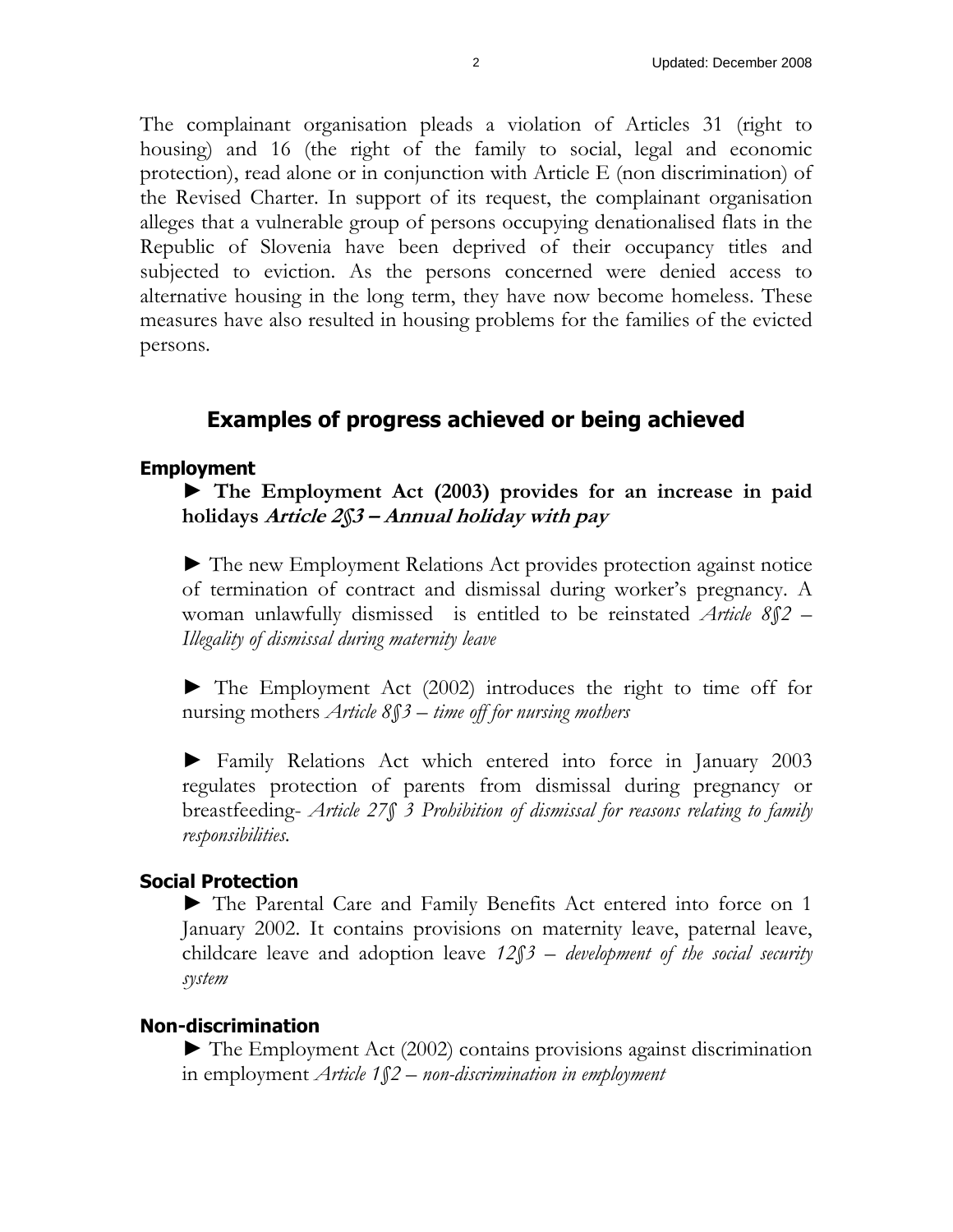The complainant organisation pleads a violation of Articles 31 (right to housing) and 16 (the right of the family to social, legal and economic protection), read alone or in conjunction with Article E (non discrimination) of the Revised Charter. In support of its request, the complainant organisation alleges that a vulnerable group of persons occupying denationalised flats in the Republic of Slovenia have been deprived of their occupancy titles and subjected to eviction. As the persons concerned were denied access to alternative housing in the long term, they have now become homeless. These measures have also resulted in housing problems for the families of the evicted persons.

## Examples of progress achieved or being achieved

### Employment

► **The Employment Act (2003) provides for an increase in paid holidays *Article 2§3 – Annual holiday with pay***

► The new Employment Relations Act provides protection against notice of termination of contract and dismissal during worker's pregnancy. A woman unlawfully dismissed is entitled to be reinstated *Article 8§2 – Illegality of dismissal during maternity leave*

► The Employment Act (2002) introduces the right to time off for nursing mothers *Article 8§3 – time off for nursing mothers*

► Family Relations Act which entered into force in January 2003 regulates protection of parents from dismissal during pregnancy or breastfeeding- *Article 27§ 3 Prohibition of dismissal for reasons relating to family responsibilities.*

### Social Protection

► The Parental Care and Family Benefits Act entered into force on 1 January 2002. It contains provisions on maternity leave, paternal leave, childcare leave and adoption leave *12§3 – development of the social security system*

### Non-discrimination

► The Employment Act (2002) contains provisions against discrimination in employment *Article 1§2 – non-discrimination in employment*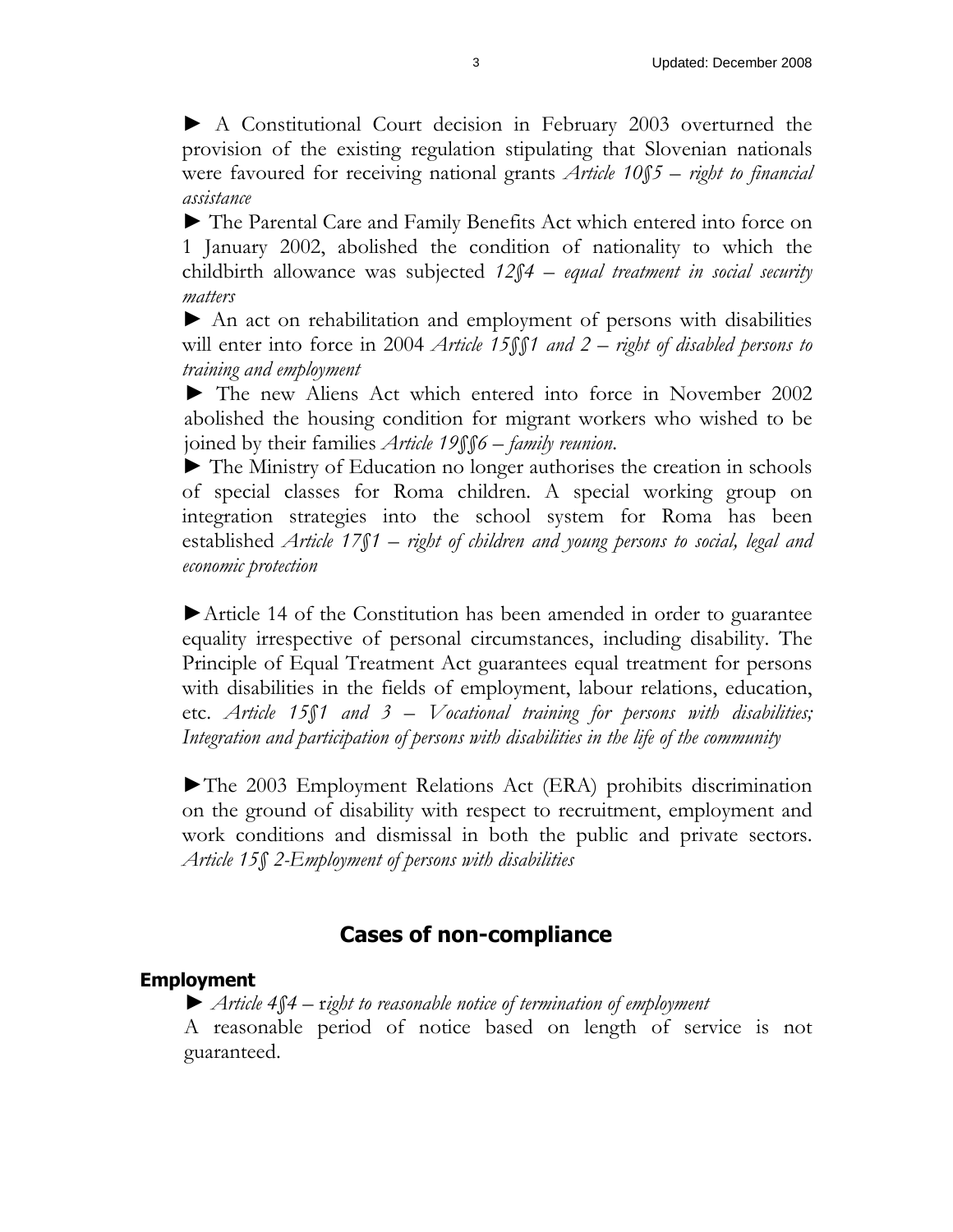► A Constitutional Court decision in February 2003 overturned the provision of the existing regulation stipulating that Slovenian nationals were favoured for receiving national grants *Article 10§5 – right to financial assistance*

► The Parental Care and Family Benefits Act which entered into force on 1 January 2002, abolished the condition of nationality to which the childbirth allowance was subjected *12§4 – equal treatment in social security matters*

► An act on rehabilitation and employment of persons with disabilities will enter into force in 2004 *Article 15§§1 and 2 – right of disabled persons to training and employment*

► The new Aliens Act which entered into force in November 2002 abolished the housing condition for migrant workers who wished to be joined by their families *Article 19§§6 – family reunion.*

► The Ministry of Education no longer authorises the creation in schools of special classes for Roma children. A special working group on integration strategies into the school system for Roma has been established *Article 17§1 – right of children and young persons to social, legal and economic protection*

►Article 14 of the Constitution has been amended in order to guarantee equality irrespective of personal circumstances, including disability. The Principle of Equal Treatment Act guarantees equal treatment for persons with disabilities in the fields of employment, labour relations, education, etc. *Article 15§1 and 3 – Vocational training for persons with disabilities; Integration and participation of persons with disabilities in the life of the community*

►The 2003 Employment Relations Act (ERA) prohibits discrimination on the ground of disability with respect to recruitment, employment and work conditions and dismissal in both the public and private sectors. *Article 15§ 2-Employment of persons with disabilities*

## Cases of non-compliance

### Employment

► *Article 4§4 – right to reasonable notice of termination of employment*

A reasonable period of notice based on length of service is not guaranteed.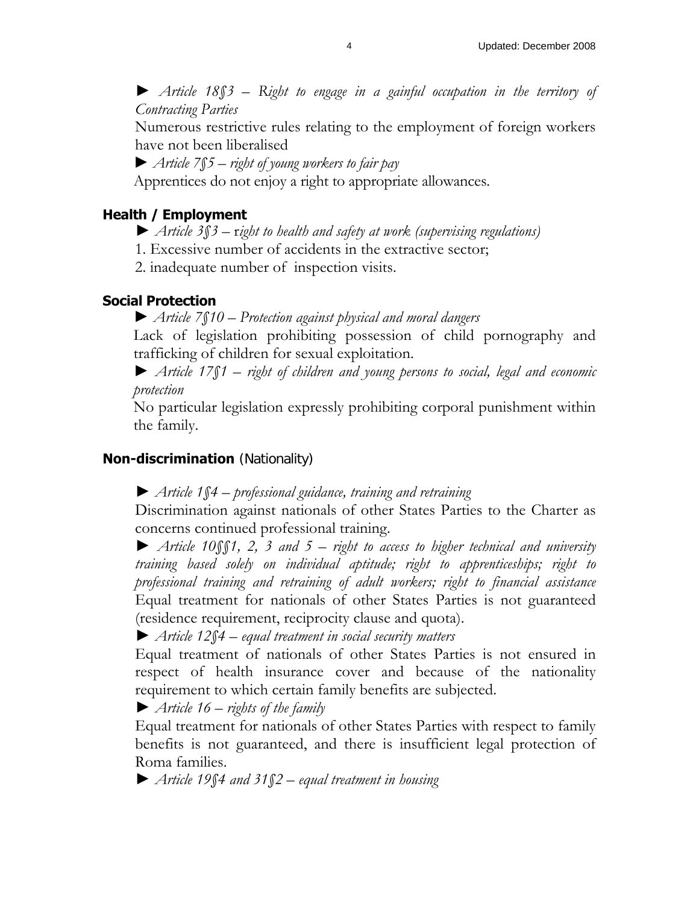► *Article 18§3 – Right to engage in a gainful occupation in the territory of Contracting Parties*

Numerous restrictive rules relating to the employment of foreign workers have not been liberalised

► *Article 7§5 – right of young workers to fair pay*

Apprentices do not enjoy a right to appropriate allowances.

## Health / Employment

► *Article 3§3 – right to health and safety at work (supervising regulations)*

1. Excessive number of accidents in the extractive sector;
2. inadequate number of inspection visits.

## Social Protection

► *Article 7§10 – Protection against physical and moral dangers*

Lack of legislation prohibiting possession of child pornography and trafficking of children for sexual exploitation.

► *Article 17§1 – right of children and young persons to social, legal and economic protection*

No particular legislation expressly prohibiting corporal punishment within the family.

## Non-discrimination (Nationality)

► *Article 1§4 – professional guidance, training and retraining*

Discrimination against nationals of other States Parties to the Charter as concerns continued professional training.

► *Article 10§§1, 2, 3 and 5 – right to access to higher technical and university training based solely on individual aptitude; right to apprenticeships; right to professional training and retraining of adult workers; right to financial assistance*

Equal treatment for nationals of other States Parties is not guaranteed (residence requirement, reciprocity clause and quota).

► *Article 12§4 – equal treatment in social security matters*

Equal treatment of nationals of other States Parties is not ensured in respect of health insurance cover and because of the nationality requirement to which certain family benefits are subjected.

► *Article 16 – rights of the family*

Equal treatment for nationals of other States Parties with respect to family benefits is not guaranteed, and there is insufficient legal protection of Roma families.

► *Article 19§4 and 31§2 – equal treatment in housing*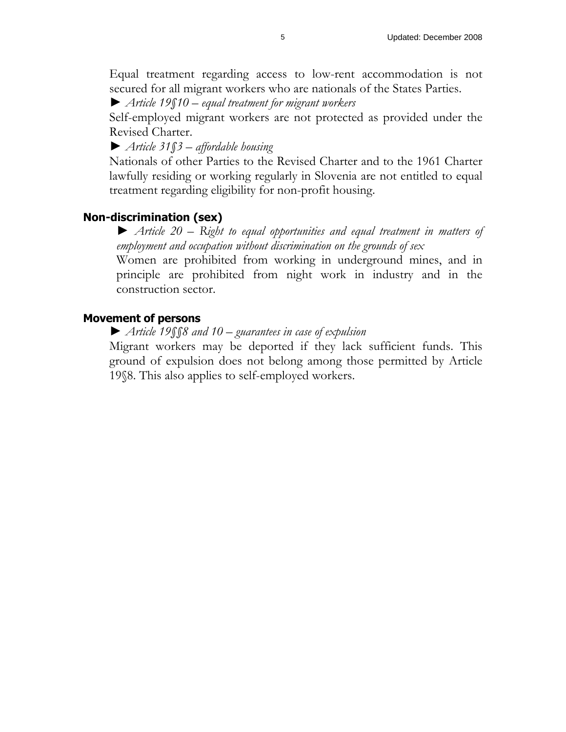Equal treatment regarding access to low-rent accommodation is not secured for all migrant workers who are nationals of the States Parties.

► *Article 19§10 – equal treatment for migrant workers*

Self-employed migrant workers are not protected as provided under the Revised Charter.

► *Article 31§3 – affordable housing*

Nationals of other Parties to the Revised Charter and to the 1961 Charter lawfully residing or working regularly in Slovenia are not entitled to equal treatment regarding eligibility for non-profit housing.

## Non-discrimination (sex)

► *Article 20 – Right to equal opportunities and equal treatment in matters of employment and occupation without discrimination on the grounds of sex*

Women are prohibited from working in underground mines, and in principle are prohibited from night work in industry and in the construction sector.

## Movement of persons

► *Article 19§§8 and 10 – guarantees in case of expulsion*

Migrant workers may be deported if they lack sufficient funds. This ground of expulsion does not belong among those permitted by Article 19§8. This also applies to self-employed workers.